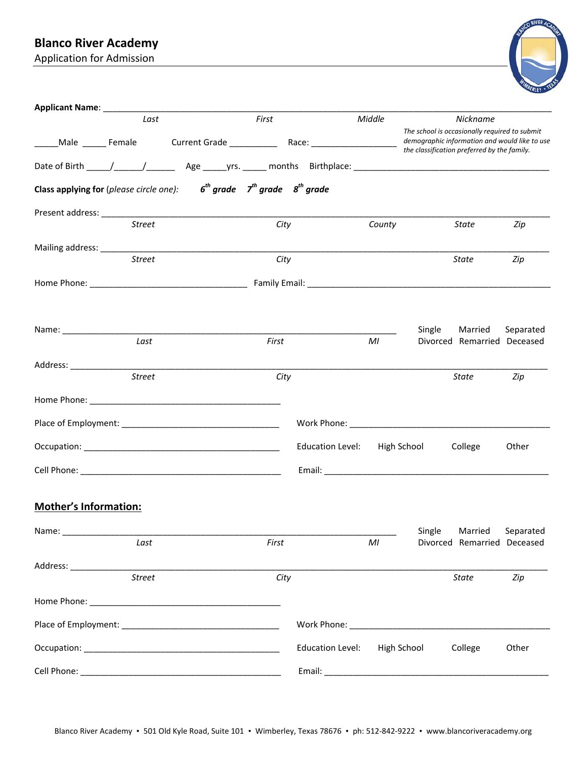# Blanco River Academy

Application for Admission

**Applicant Name**: ______________________________________________________________________________________

*Last* *First* *Middle* *Nickname*

_____Male _____ Female Current Grade __________ Race: __________________

*The school is occasionally required to submit demographic information and would like to use the classification preferred by the family.*

Date of Birth _____/______/______ Age _____yrs. _____ months Birthplace: ___________________________________________

**Class applying for** (*please circle one*): ***6th grade 7th grade 8th grade***

Present address: _________________________________________________________________________________________

*Street* *City* *County* *State* *Zip*

Mailing address: _________________________________________________________________________________________

*Street* *City* *State* *Zip*

Home Phone: ________________________________ Family Email: _________________________________________________

Name: ____________________________________________________________________ Single Married Separated Divorced Remarried Deceased

*Last* *First* *MI*

Address: ____________________________________________________________________________________________

*Street* *City* *State* *Zip*

Home Phone: ________________________________________

Place of Employment: ________________________________ Work Phone: __________________________________________

Occupation: ________________________________________ Education Level: High School College Other

Cell Phone: ________________________________________ Email: _______________________________________________

## Mother's Information:

Name: ____________________________________________________________________ Single Married Separated Divorced Remarried Deceased

*Last* *First* *MI*

Address: ____________________________________________________________________________________________

*Street* *City* *State* *Zip*

Home Phone: ________________________________________

Place of Employment: ________________________________ Work Phone: __________________________________________

Occupation: ________________________________________ Education Level: High School College Other

Cell Phone: ________________________________________ Email: _______________________________________________

Blanco River Academy • 501 Old Kyle Road, Suite 101 • Wimberley, Texas 78676 • ph: 512-842-9222 • www.blancoriveracademy.org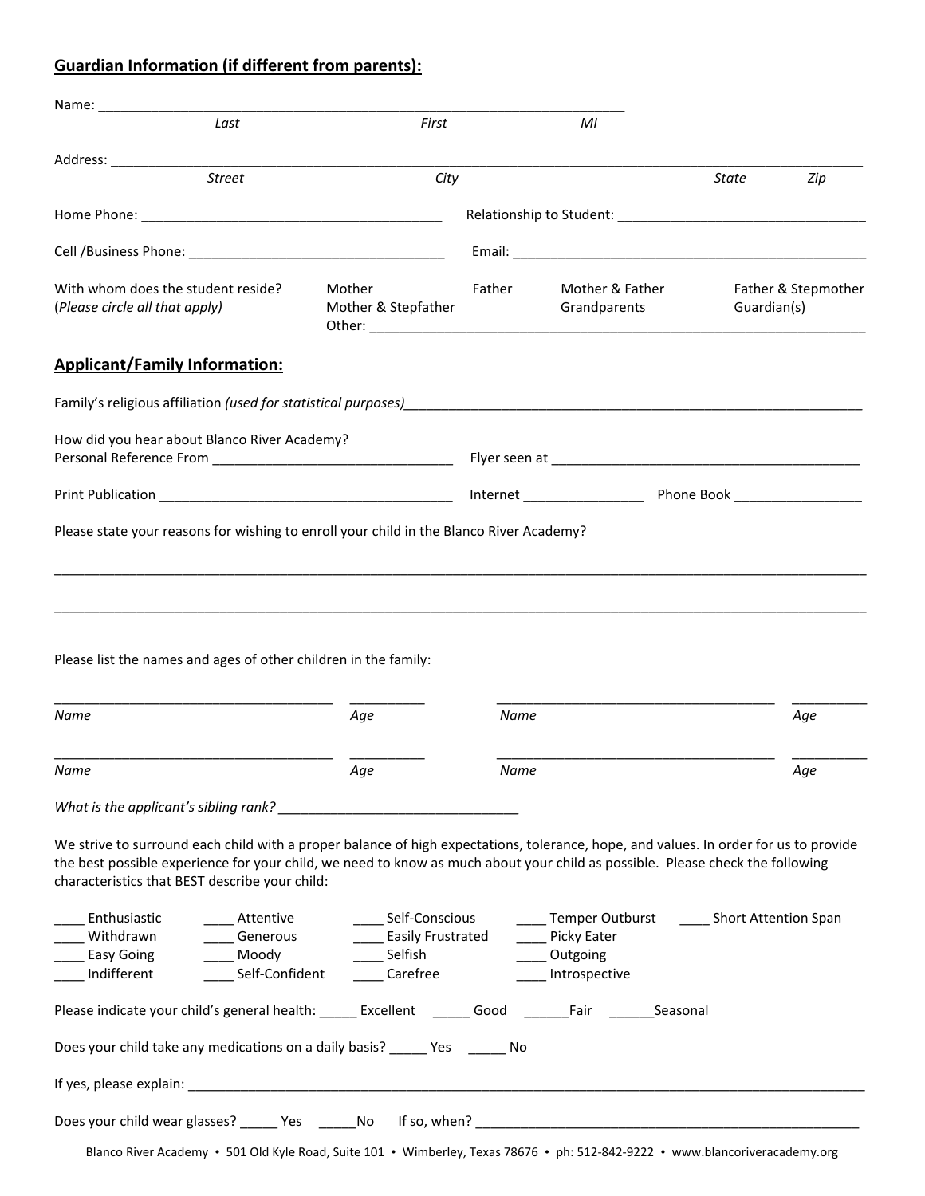## Guardian Information (if different from parents):

Name: ______________________________________________________________________
*Last* *First* *MI*

Address: ______________________________________________________________________
*Street* *City* *State* *Zip*

Home Phone: ________________________________ Relationship to Student: ____________________________

Cell /Business Phone: ____________________________ Email: ________________________________________

With whom does the student reside? (*Please circle all that apply*)
Mother    Father    Mother & Father    Father & Stepmother
Mother & Stepfather    Grandparents    Guardian(s)
Other: ______________________________________________________

## Applicant/Family Information:

Family's religious affiliation *(used for statistical purposes)*_____________________________________________________

How did you hear about Blanco River Academy?
Personal Reference From ____________________________ Flyer seen at ____________________________________

Print Publication __________________________________ Internet ______________ Phone Book _______________

Please state your reasons for wishing to enroll your child in the Blanco River Academy?

______________________________________________________________________________________

______________________________________________________________________________________

Please list the names and ages of other children in the family:

| Name | Age | Name | Age |
|---|---|---|---|
| ______________________ | _________ | ______________________ | _________ |
| ______________________ | _________ | ______________________ | _________ |

*What is the applicant's sibling rank?* ____________________________

We strive to surround each child with a proper balance of high expectations, tolerance, hope, and values. In order for us to provide the best possible experience for your child, we need to know as much about your child as possible. Please check the following characteristics that BEST describe your child:

____ Enthusiastic    ____ Attentive    ____ Self-Conscious    ____ Temper Outburst    ____ Short Attention Span
____ Withdrawn    ____ Generous    ____ Easily Frustrated    ____ Picky Eater
____ Easy Going    ____ Moody    ____ Selfish    ____ Outgoing
____ Indifferent    ____ Self-Confident    ____ Carefree    ____ Introspective

Please indicate your child's general health: _____ Excellent _____ Good ______Fair ______Seasonal

Does your child take any medications on a daily basis? _____ Yes _____ No

If yes, please explain: ______________________________________________________________________

Does your child wear glasses? _____ Yes _____No If so, when? ____________________________________________

Blanco River Academy • 501 Old Kyle Road, Suite 101 • Wimberley, Texas 78676 • ph: 512-842-9222 • www.blancoriveracademy.org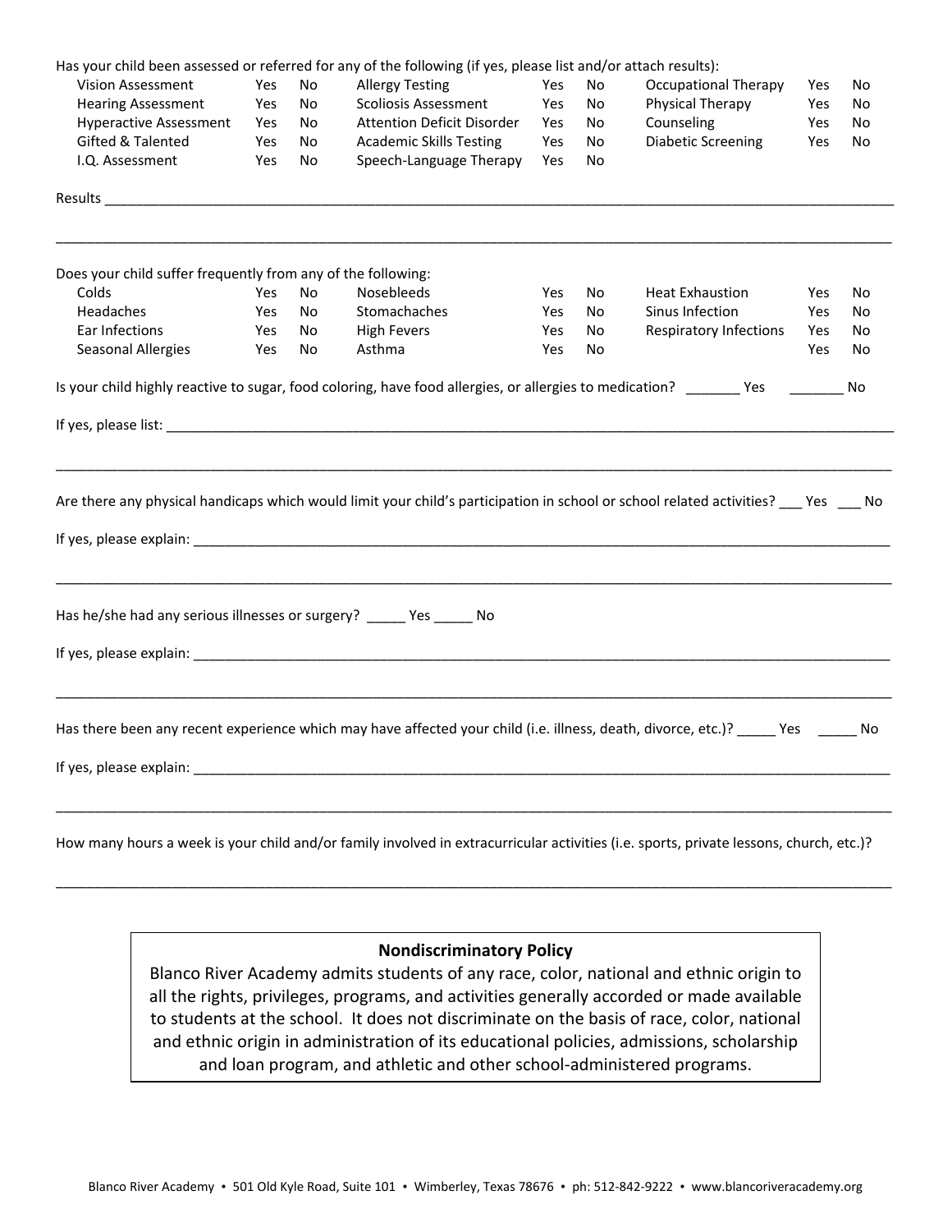Has your child been assessed or referred for any of the following (if yes, please list and/or attach results):

| | | | | | | | | |
|---|---|---|---|---|---|---|---|---|
| Vision Assessment | Yes | No | Allergy Testing | Yes | No | Occupational Therapy | Yes | No |
| Hearing Assessment | Yes | No | Scoliosis Assessment | Yes | No | Physical Therapy | Yes | No |
| Hyperactive Assessment | Yes | No | Attention Deficit Disorder | Yes | No | Counseling | Yes | No |
| Gifted & Talented | Yes | No | Academic Skills Testing | Yes | No | Diabetic Screening | Yes | No |
| I.Q. Assessment | Yes | No | Speech-Language Therapy | Yes | No | | | |

Results ________________________________________________________________________________________________

________________________________________________________________________________________________________

Does your child suffer frequently from any of the following:

| | | | | | | | | |
|---|---|---|---|---|---|---|---|---|
| Colds | Yes | No | Nosebleeds | Yes | No | Heat Exhaustion | Yes | No |
| Headaches | Yes | No | Stomachaches | Yes | No | Sinus Infection | Yes | No |
| Ear Infections | Yes | No | High Fevers | Yes | No | Respiratory Infections | Yes | No |
| Seasonal Allergies | Yes | No | Asthma | Yes | No | | Yes | No |

Is your child highly reactive to sugar, food coloring, have food allergies, or allergies to medication? _______ Yes _______ No

If yes, please list: ________________________________________________________________________________________

________________________________________________________________________________________________________

Are there any physical handicaps which would limit your child's participation in school or school related activities? ___ Yes ___ No

If yes, please explain: _____________________________________________________________________________________

________________________________________________________________________________________________________

Has he/she had any serious illnesses or surgery? _____ Yes _____ No

If yes, please explain: _____________________________________________________________________________________

________________________________________________________________________________________________________

Has there been any recent experience which may have affected your child (i.e. illness, death, divorce, etc.)? _____ Yes _____ No

If yes, please explain: _____________________________________________________________________________________

________________________________________________________________________________________________________

How many hours a week is your child and/or family involved in extracurricular activities (i.e. sports, private lessons, church, etc.)?

________________________________________________________________________________________________________

**Nondiscriminatory Policy**

Blanco River Academy admits students of any race, color, national and ethnic origin to all the rights, privileges, programs, and activities generally accorded or made available to students at the school. It does not discriminate on the basis of race, color, national and ethnic origin in administration of its educational policies, admissions, scholarship and loan program, and athletic and other school-administered programs.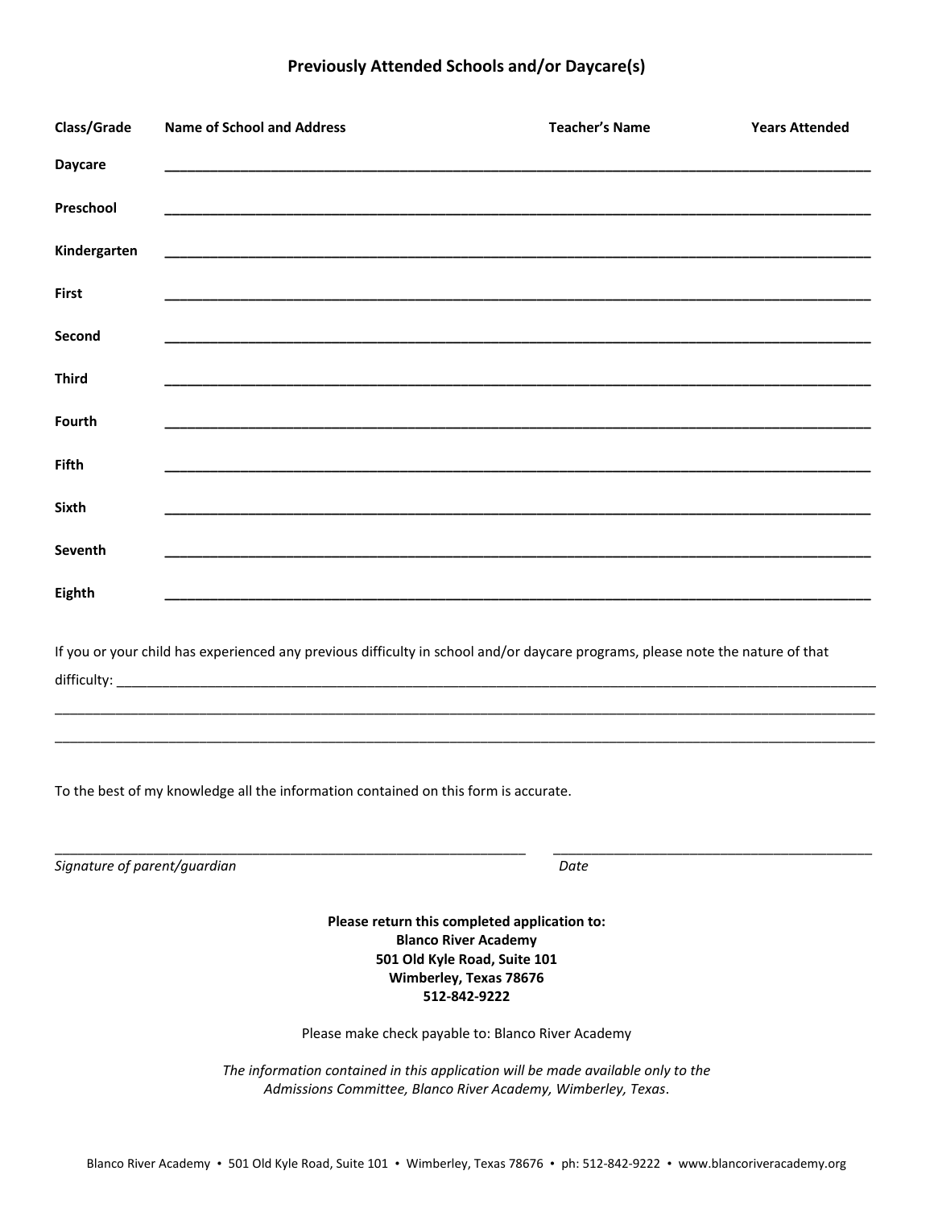## Previously Attended Schools and/or Daycare(s)

| Class/Grade | Name of School and Address | Teacher's Name | Years Attended |
|---|---|---|---|
| Daycare | | | |
| Preschool | | | |
| Kindergarten | | | |
| First | | | |
| Second | | | |
| Third | | | |
| Fourth | | | |
| Fifth | | | |
| Sixth | | | |
| Seventh | | | |
| Eighth | | | |

If you or your child has experienced any previous difficulty in school and/or daycare programs, please note the nature of that difficulty: ______________________________________________________________________________

______________________________________________________________________________

______________________________________________________________________________

To the best of my knowledge all the information contained on this form is accurate.

______________________________________________ ______________________________

*Signature of parent/guardian* *Date*

**Please return this completed application to:**
**Blanco River Academy**
**501 Old Kyle Road, Suite 101**
**Wimberley, Texas 78676**
**512-842-9222**

Please make check payable to: Blanco River Academy

*The information contained in this application will be made available only to the Admissions Committee, Blanco River Academy, Wimberley, Texas.*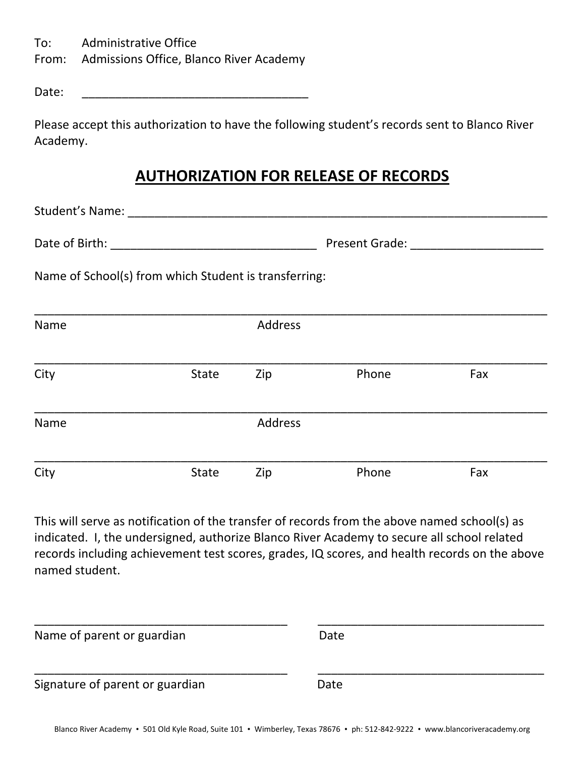To: Administrative Office
From: Admissions Office, Blanco River Academy

Date: ________________________________

Please accept this authorization to have the following student's records sent to Blanco River Academy.

## AUTHORIZATION FOR RELEASE OF RECORDS

Student's Name: ______________________________________________________________

Date of Birth: ______________________________ Present Grade: ___________________

Name of School(s) from which Student is transferring:

_______________________________________________________________________________

Name Address

_______________________________________________________________________________

City State Zip Phone Fax

_______________________________________________________________________________

Name Address

_______________________________________________________________________________

City State Zip Phone Fax

This will serve as notification of the transfer of records from the above named school(s) as indicated. I, the undersigned, authorize Blanco River Academy to secure all school related records including achievement test scores, grades, IQ scores, and health records on the above named student.

____________________________________ ____________________________________

Name of parent or guardian Date

____________________________________ ____________________________________

Signature of parent or guardian Date

Blanco River Academy • 501 Old Kyle Road, Suite 101 • Wimberley, Texas 78676 • ph: 512-842-9222 • www.blancoriveracademy.org